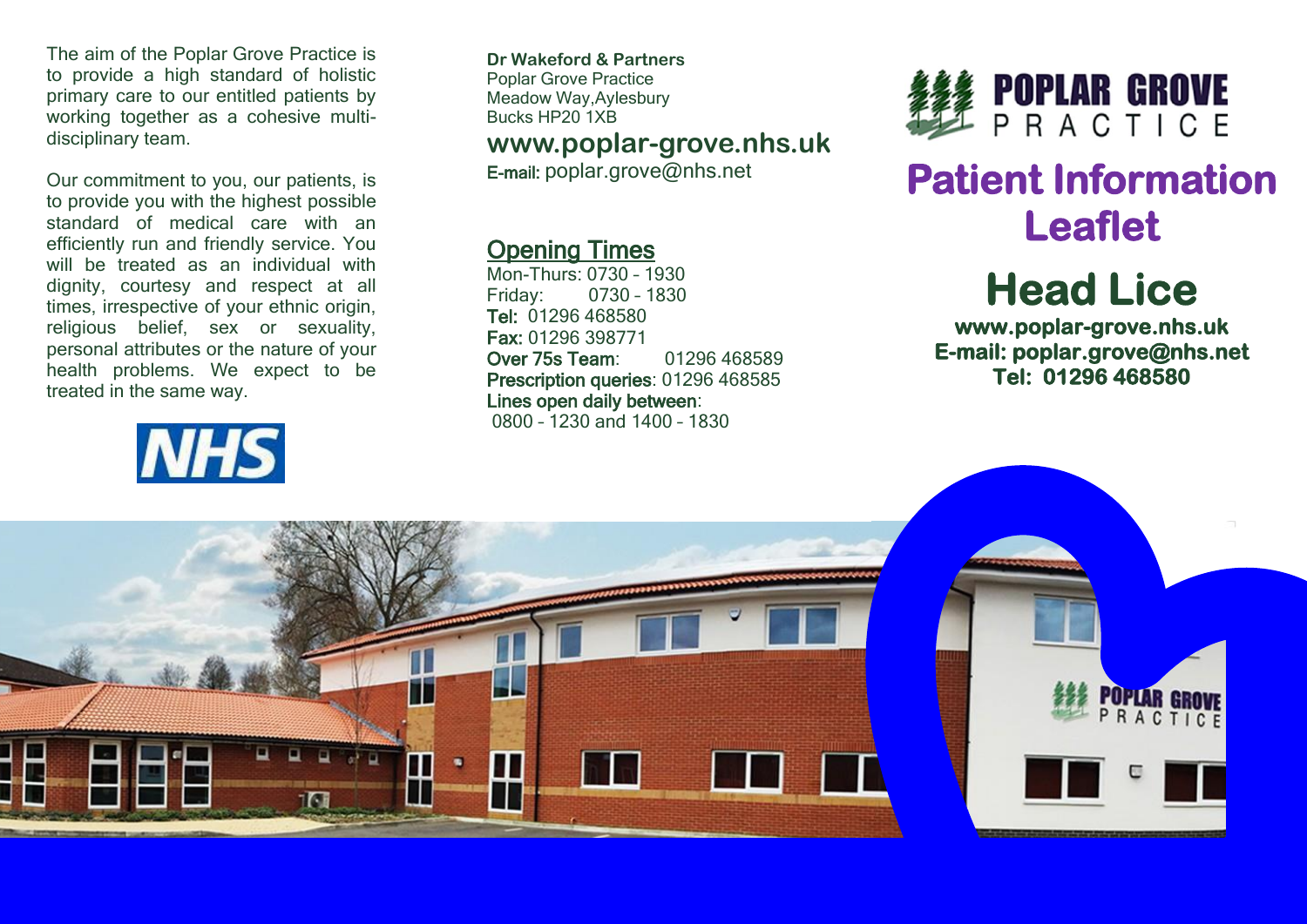The aim of the Poplar Grove Practice is to provide a high standard of holistic primary care to our entitled patients by working together as a cohesive multi-disciplinary team.

Our commitment to you, our patients, is to provide you with the highest possible standard of medical care with an efficiently run and friendly service. You will be treated as an individual with dignity, courtesy and respect at all times, irrespective of your ethnic origin, religious belief, sex or sexuality, personal attributes or the nature of your health problems. We expect to be treated in the same way.

NHS

**Dr Wakeford & Partners**
Poplar Grove Practice
Meadow Way,Aylesbury
Bucks HP20 1XB

**www.poplar-grove.nhs.uk**

**E-mail:** poplar.grove@nhs.net

## Opening Times

Mon-Thurs: 0730 – 1930
Friday: 0730 – 1830
**Tel:** 01296 468580
**Fax:** 01296 398771
**Over 75s Team**: 01296 468589
**Prescription queries**: 01296 468585
**Lines open daily between**:
0800 – 1230 and 1400 – 1830

POPLAR GROVE PRACTICE

# Patient Information Leaflet

# Head Lice

**www.poplar-grove.nhs.uk**
**E-mail: poplar.grove@nhs.net**
**Tel: 01296 468580**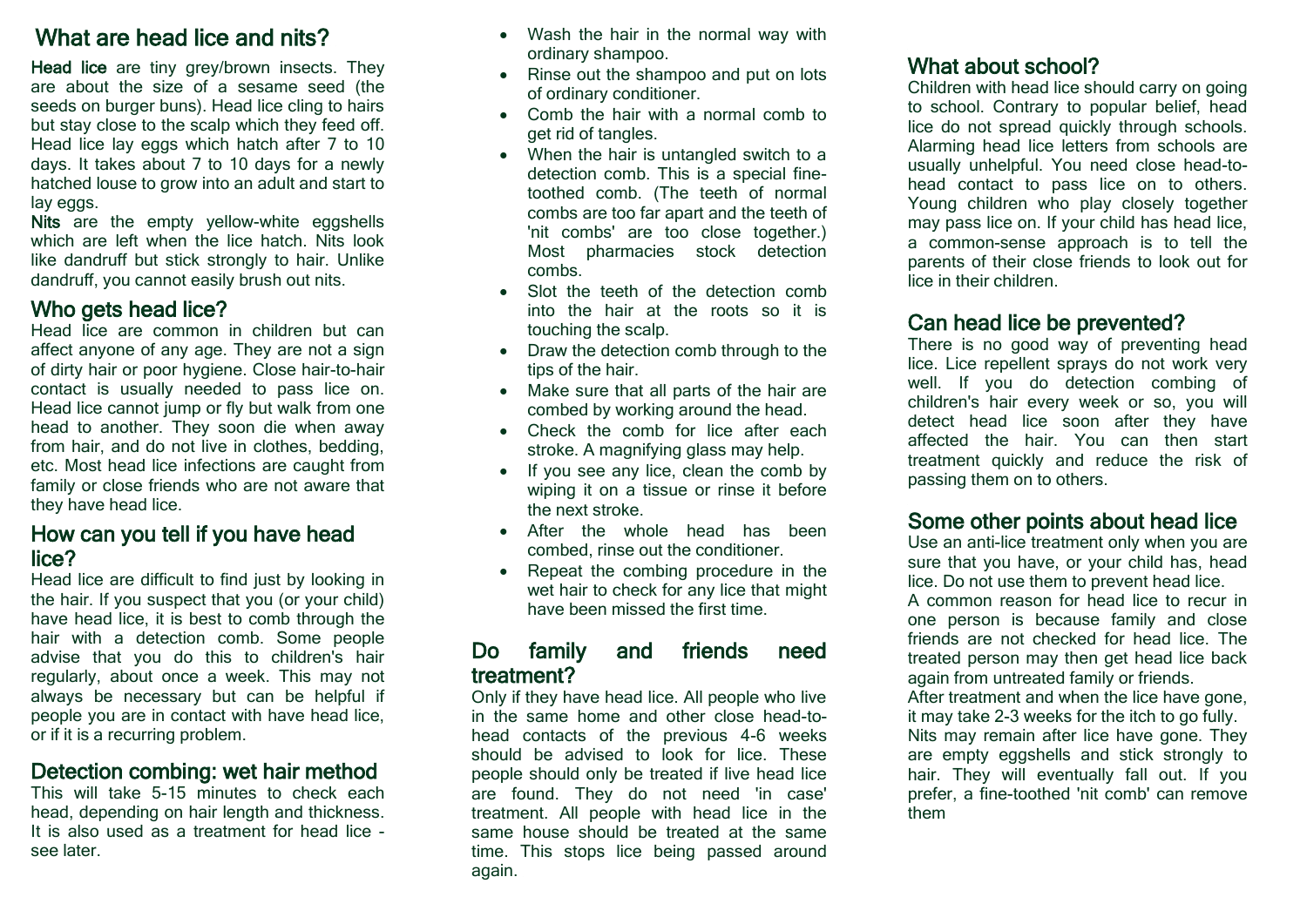## What are head lice and nits?

**Head lice** are tiny grey/brown insects. They are about the size of a sesame seed (the seeds on burger buns). Head lice cling to hairs but stay close to the scalp which they feed off. Head lice lay eggs which hatch after 7 to 10 days. It takes about 7 to 10 days for a newly hatched louse to grow into an adult and start to lay eggs.

**Nits** are the empty yellow-white eggshells which are left when the lice hatch. Nits look like dandruff but stick strongly to hair. Unlike dandruff, you cannot easily brush out nits.

## Who gets head lice?

Head lice are common in children but can affect anyone of any age. They are not a sign of dirty hair or poor hygiene. Close hair-to-hair contact is usually needed to pass lice on. Head lice cannot jump or fly but walk from one head to another. They soon die when away from hair, and do not live in clothes, bedding, etc. Most head lice infections are caught from family or close friends who are not aware that they have head lice.

## How can you tell if you have head lice?

Head lice are difficult to find just by looking in the hair. If you suspect that you (or your child) have head lice, it is best to comb through the hair with a detection comb. Some people advise that you do this to children's hair regularly, about once a week. This may not always be necessary but can be helpful if people you are in contact with have head lice, or if it is a recurring problem.

## Detection combing: wet hair method

This will take 5-15 minutes to check each head, depending on hair length and thickness. It is also used as a treatment for head lice - see later.

- Wash the hair in the normal way with ordinary shampoo.
- Rinse out the shampoo and put on lots of ordinary conditioner.
- Comb the hair with a normal comb to get rid of tangles.
- When the hair is untangled switch to a detection comb. This is a special fine-toothed comb. (The teeth of normal combs are too far apart and the teeth of 'nit combs' are too close together.) Most pharmacies stock detection combs.
- Slot the teeth of the detection comb into the hair at the roots so it is touching the scalp.
- Draw the detection comb through to the tips of the hair.
- Make sure that all parts of the hair are combed by working around the head.
- Check the comb for lice after each stroke. A magnifying glass may help.
- If you see any lice, clean the comb by wiping it on a tissue or rinse it before the next stroke.
- After the whole head has been combed, rinse out the conditioner.
- Repeat the combing procedure in the wet hair to check for any lice that might have been missed the first time.

## Do family and friends need treatment?

Only if they have head lice. All people who live in the same home and other close head-to-head contacts of the previous 4-6 weeks should be advised to look for lice. These people should only be treated if live head lice are found. They do not need 'in case' treatment. All people with head lice in the same house should be treated at the same time. This stops lice being passed around again.

## What about school?

Children with head lice should carry on going to school. Contrary to popular belief, head lice do not spread quickly through schools. Alarming head lice letters from schools are usually unhelpful. You need close head-to-head contact to pass lice on to others. Young children who play closely together may pass lice on. If your child has head lice, a common-sense approach is to tell the parents of their close friends to look out for lice in their children.

## Can head lice be prevented?

There is no good way of preventing head lice. Lice repellent sprays do not work very well. If you do detection combing of children's hair every week or so, you will detect head lice soon after they have affected the hair. You can then start treatment quickly and reduce the risk of passing them on to others.

## Some other points about head lice

Use an anti-lice treatment only when you are sure that you have, or your child has, head lice. Do not use them to prevent head lice.

A common reason for head lice to recur in one person is because family and close friends are not checked for head lice. The treated person may then get head lice back again from untreated family or friends.

After treatment and when the lice have gone, it may take 2-3 weeks for the itch to go fully.

Nits may remain after lice have gone. They are empty eggshells and stick strongly to hair. They will eventually fall out. If you prefer, a fine-toothed 'nit comb' can remove them